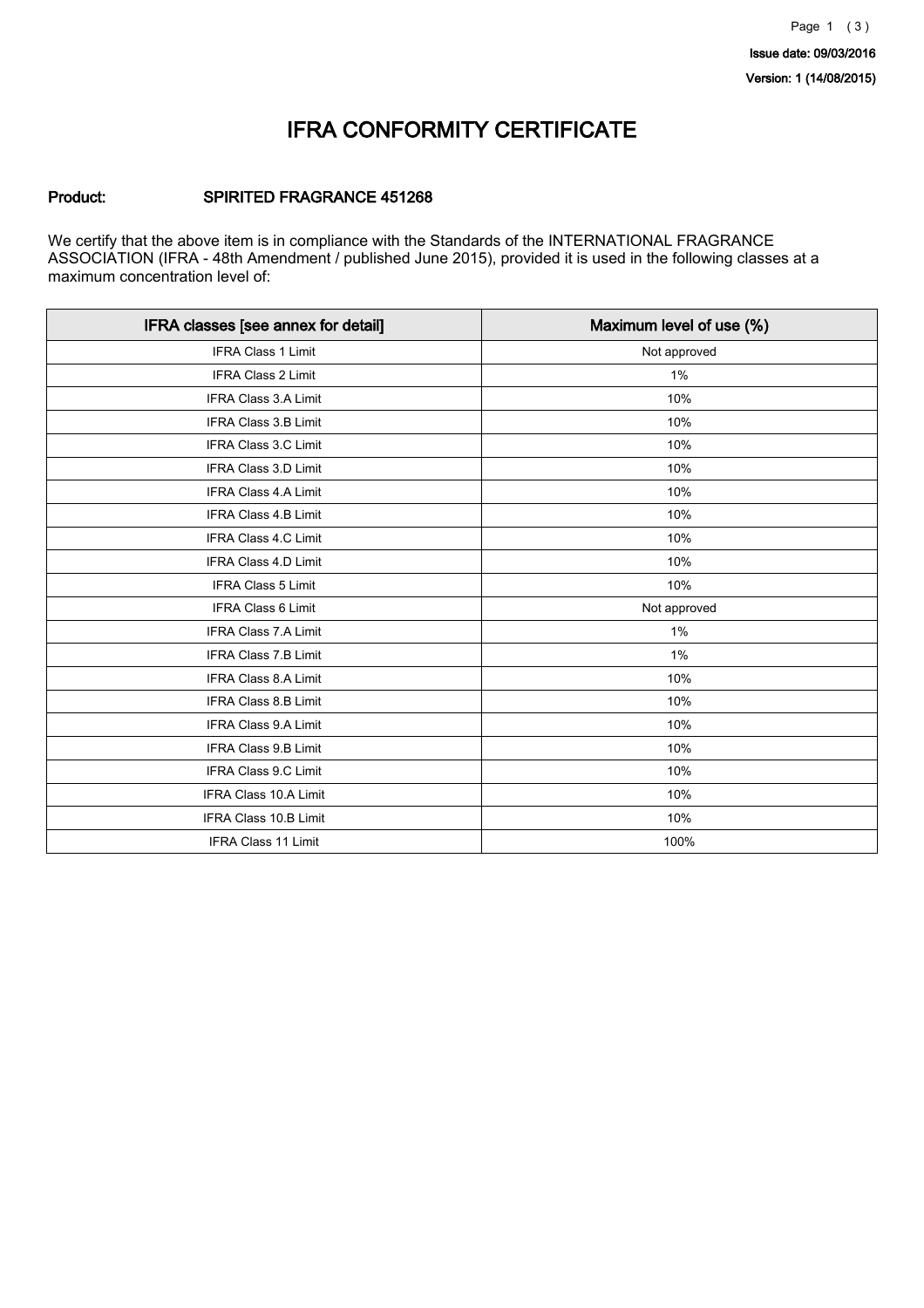Issue date: 09/03/2016

Version: 1 (14/08/2015)

# IFRA CONFORMITY CERTIFICATE

**Product:** **SPIRITED FRAGRANCE 451268**

We certify that the above item is in compliance with the Standards of the INTERNATIONAL FRAGRANCE ASSOCIATION (IFRA - 48th Amendment / published June 2015), provided it is used in the following classes at a maximum concentration level of:

| IFRA classes [see annex for detail] | Maximum level of use (%) |
|---|---|
| IFRA Class 1 Limit | Not approved |
| IFRA Class 2 Limit | 1% |
| IFRA Class 3.A Limit | 10% |
| IFRA Class 3.B Limit | 10% |
| IFRA Class 3.C Limit | 10% |
| IFRA Class 3.D Limit | 10% |
| IFRA Class 4.A Limit | 10% |
| IFRA Class 4.B Limit | 10% |
| IFRA Class 4.C Limit | 10% |
| IFRA Class 4.D Limit | 10% |
| IFRA Class 5 Limit | 10% |
| IFRA Class 6 Limit | Not approved |
| IFRA Class 7.A Limit | 1% |
| IFRA Class 7.B Limit | 1% |
| IFRA Class 8.A Limit | 10% |
| IFRA Class 8.B Limit | 10% |
| IFRA Class 9.A Limit | 10% |
| IFRA Class 9.B Limit | 10% |
| IFRA Class 9.C Limit | 10% |
| IFRA Class 10.A Limit | 10% |
| IFRA Class 10.B Limit | 10% |
| IFRA Class 11 Limit | 100% |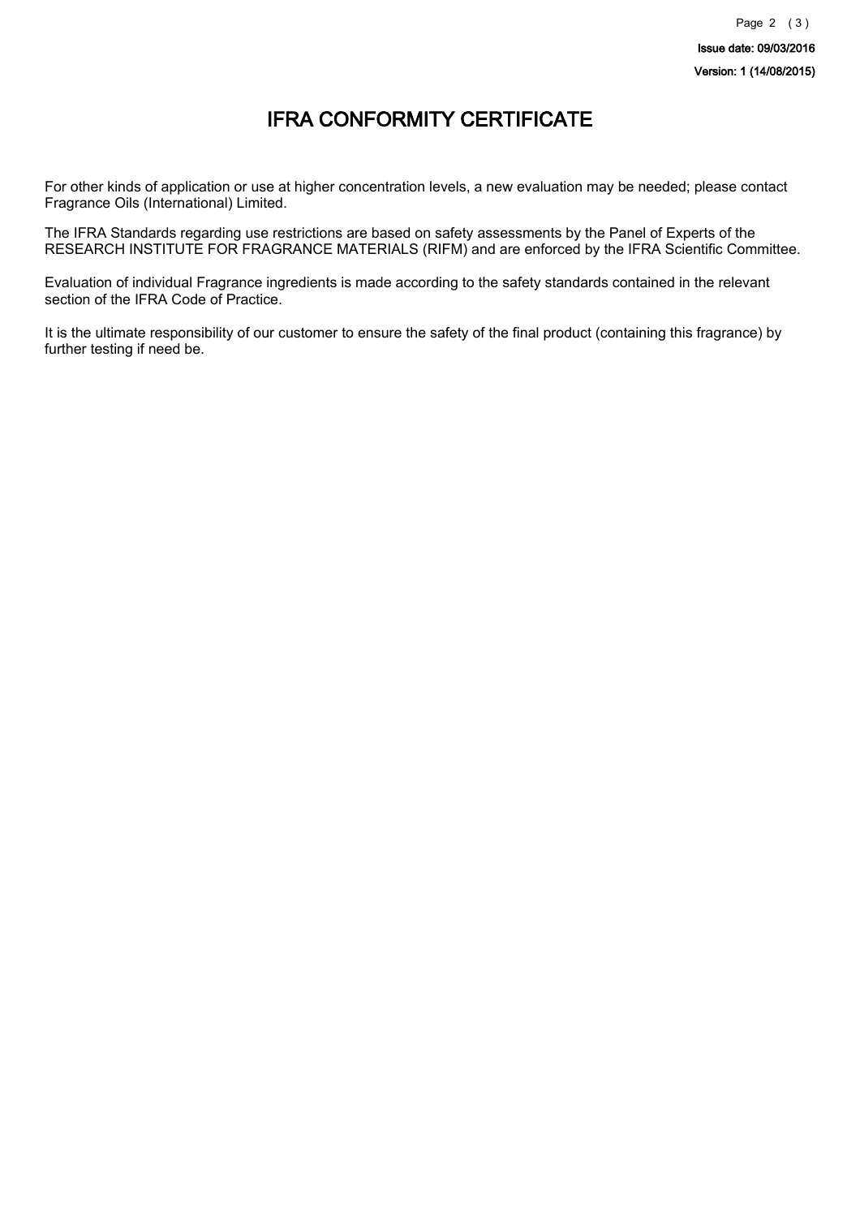# IFRA CONFORMITY CERTIFICATE

For other kinds of application or use at higher concentration levels, a new evaluation may be needed; please contact Fragrance Oils (International) Limited.

The IFRA Standards regarding use restrictions are based on safety assessments by the Panel of Experts of the RESEARCH INSTITUTE FOR FRAGRANCE MATERIALS (RIFM) and are enforced by the IFRA Scientific Committee.

Evaluation of individual Fragrance ingredients is made according to the safety standards contained in the relevant section of the IFRA Code of Practice.

It is the ultimate responsibility of our customer to ensure the safety of the final product (containing this fragrance) by further testing if need be.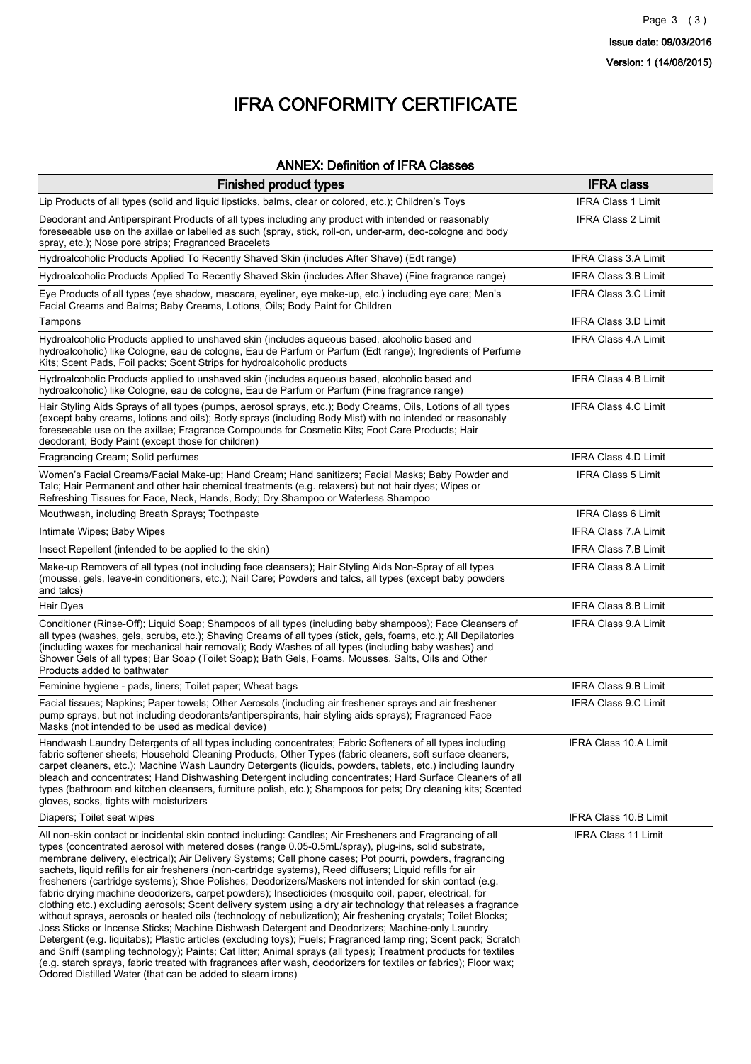Issue date: 09/03/2016

Version: 1 (14/08/2015)

# IFRA CONFORMITY CERTIFICATE

## ANNEX: Definition of IFRA Classes

| Finished product types | IFRA class |
|---|---|
| Lip Products of all types (solid and liquid lipsticks, balms, clear or colored, etc.); Children's Toys | IFRA Class 1 Limit |
| Deodorant and Antiperspirant Products of all types including any product with intended or reasonably foreseeable use on the axillae or labelled as such (spray, stick, roll-on, under-arm, deo-cologne and body spray, etc.); Nose pore strips; Fragranced Bracelets | IFRA Class 2 Limit |
| Hydroalcoholic Products Applied To Recently Shaved Skin (includes After Shave) (Edt range) | IFRA Class 3.A Limit |
| Hydroalcoholic Products Applied To Recently Shaved Skin (includes After Shave) (Fine fragrance range) | IFRA Class 3.B Limit |
| Eye Products of all types (eye shadow, mascara, eyeliner, eye make-up, etc.) including eye care; Men's Facial Creams and Balms; Baby Creams, Lotions, Oils; Body Paint for Children | IFRA Class 3.C Limit |
| Tampons | IFRA Class 3.D Limit |
| Hydroalcoholic Products applied to unshaved skin (includes aqueous based, alcoholic based and hydroalcoholic) like Cologne, eau de cologne, Eau de Parfum or Parfum (Edt range); Ingredients of Perfume Kits; Scent Pads, Foil packs; Scent Strips for hydroalcoholic products | IFRA Class 4.A Limit |
| Hydroalcoholic Products applied to unshaved skin (includes aqueous based, alcoholic based and hydroalcoholic) like Cologne, eau de cologne, Eau de Parfum or Parfum (Fine fragrance range) | IFRA Class 4.B Limit |
| Hair Styling Aids Sprays of all types (pumps, aerosol sprays, etc.); Body Creams, Oils, Lotions of all types (except baby creams, lotions and oils); Body sprays (including Body Mist) with no intended or reasonably foreseeable use on the axillae; Fragrance Compounds for Cosmetic Kits; Foot Care Products; Hair deodorant; Body Paint (except those for children) | IFRA Class 4.C Limit |
| Fragrancing Cream; Solid perfumes | IFRA Class 4.D Limit |
| Women's Facial Creams/Facial Make-up; Hand Cream; Hand sanitizers; Facial Masks; Baby Powder and Talc; Hair Permanent and other hair chemical treatments (e.g. relaxers) but not hair dyes; Wipes or Refreshing Tissues for Face, Neck, Hands, Body; Dry Shampoo or Waterless Shampoo | IFRA Class 5 Limit |
| Mouthwash, including Breath Sprays; Toothpaste | IFRA Class 6 Limit |
| Intimate Wipes; Baby Wipes | IFRA Class 7.A Limit |
| Insect Repellent (intended to be applied to the skin) | IFRA Class 7.B Limit |
| Make-up Removers of all types (not including face cleansers); Hair Styling Aids Non-Spray of all types (mousse, gels, leave-in conditioners, etc.); Nail Care; Powders and talcs, all types (except baby powders and talcs) | IFRA Class 8.A Limit |
| Hair Dyes | IFRA Class 8.B Limit |
| Conditioner (Rinse-Off); Liquid Soap; Shampoos of all types (including baby shampoos); Face Cleansers of all types (washes, gels, scrubs, etc.); Shaving Creams of all types (stick, gels, foams, etc.); All Depilatories (including waxes for mechanical hair removal); Body Washes of all types (including baby washes) and Shower Gels of all types; Bar Soap (Toilet Soap); Bath Gels, Foams, Mousses, Salts, Oils and Other Products added to bathwater | IFRA Class 9.A Limit |
| Feminine hygiene - pads, liners; Toilet paper; Wheat bags | IFRA Class 9.B Limit |
| Facial tissues; Napkins; Paper towels; Other Aerosols (including air freshener sprays and air freshener pump sprays, but not including deodorants/antiperspirants, hair styling aids sprays); Fragranced Face Masks (not intended to be used as medical device) | IFRA Class 9.C Limit |
| Handwash Laundry Detergents of all types including concentrates; Fabric Softeners of all types including fabric softener sheets; Household Cleaning Products, Other Types (fabric cleaners, soft surface cleaners, carpet cleaners, etc.); Machine Wash Laundry Detergents (liquids, powders, tablets, etc.) including laundry bleach and concentrates; Hand Dishwashing Detergent including concentrates; Hard Surface Cleaners of all types (bathroom and kitchen cleansers, furniture polish, etc.); Shampoos for pets; Dry cleaning kits; Scented gloves, socks, tights with moisturizers | IFRA Class 10.A Limit |
| Diapers; Toilet seat wipes | IFRA Class 10.B Limit |
| All non-skin contact or incidental skin contact including: Candles; Air Fresheners and Fragrancing of all types (concentrated aerosol with metered doses (range 0.05-0.5mL/spray), plug-ins, solid substrate, membrane delivery, electrical); Air Delivery Systems; Cell phone cases; Pot pourri, powders, fragrancing sachets, liquid refills for air fresheners (non-cartridge systems), Reed diffusers; Liquid refills for air fresheners (cartridge systems); Shoe Polishes; Deodorizers/Maskers not intended for skin contact (e.g. fabric drying machine deodorizers, carpet powders); Insecticides (mosquito coil, paper, electrical, for clothing etc.) excluding aerosols; Scent delivery system using a dry air technology that releases a fragrance without sprays, aerosols or heated oils (technology of nebulization); Air freshening crystals; Toilet Blocks; Joss Sticks or Incense Sticks; Machine Dishwash Detergent and Deodorizers; Machine-only Laundry Detergent (e.g. liquitabs); Plastic articles (excluding toys); Fuels; Fragranced lamp ring; Scent pack; Scratch and Sniff (sampling technology); Paints; Cat litter; Animal sprays (all types); Treatment products for textiles (e.g. starch sprays, fabric treated with fragrances after wash, deodorizers for textiles or fabrics); Floor wax; Odored Distilled Water (that can be added to steam irons) | IFRA Class 11 Limit |